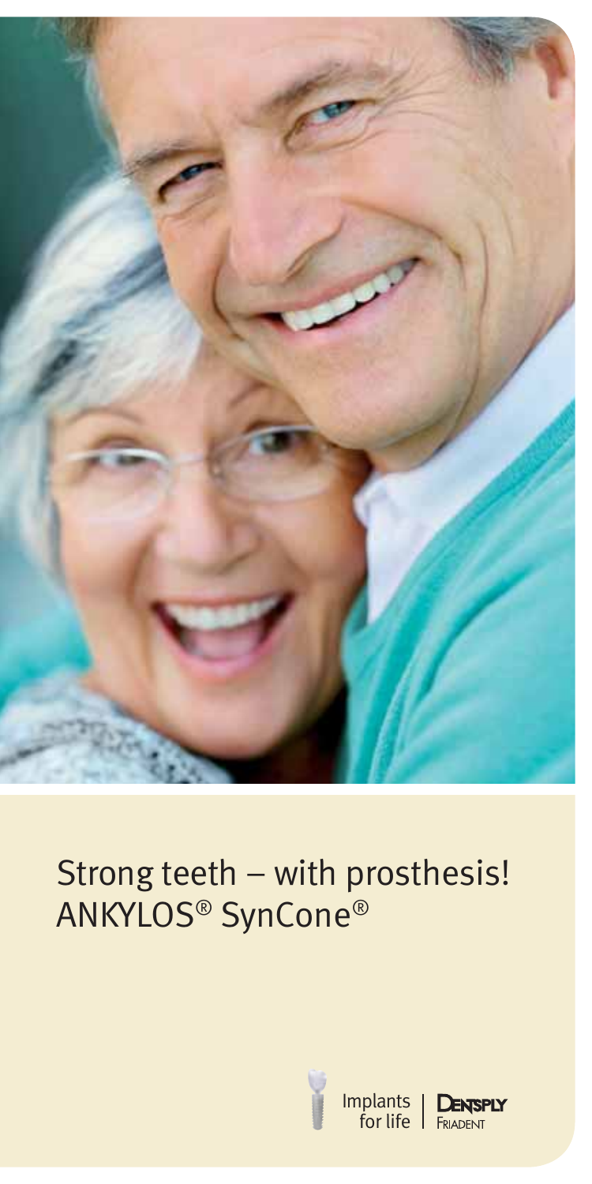# Strong teeth – with prosthesis!
# ANKYLOS® SynCone®

Implants for life | DENTSPLY FRIADENT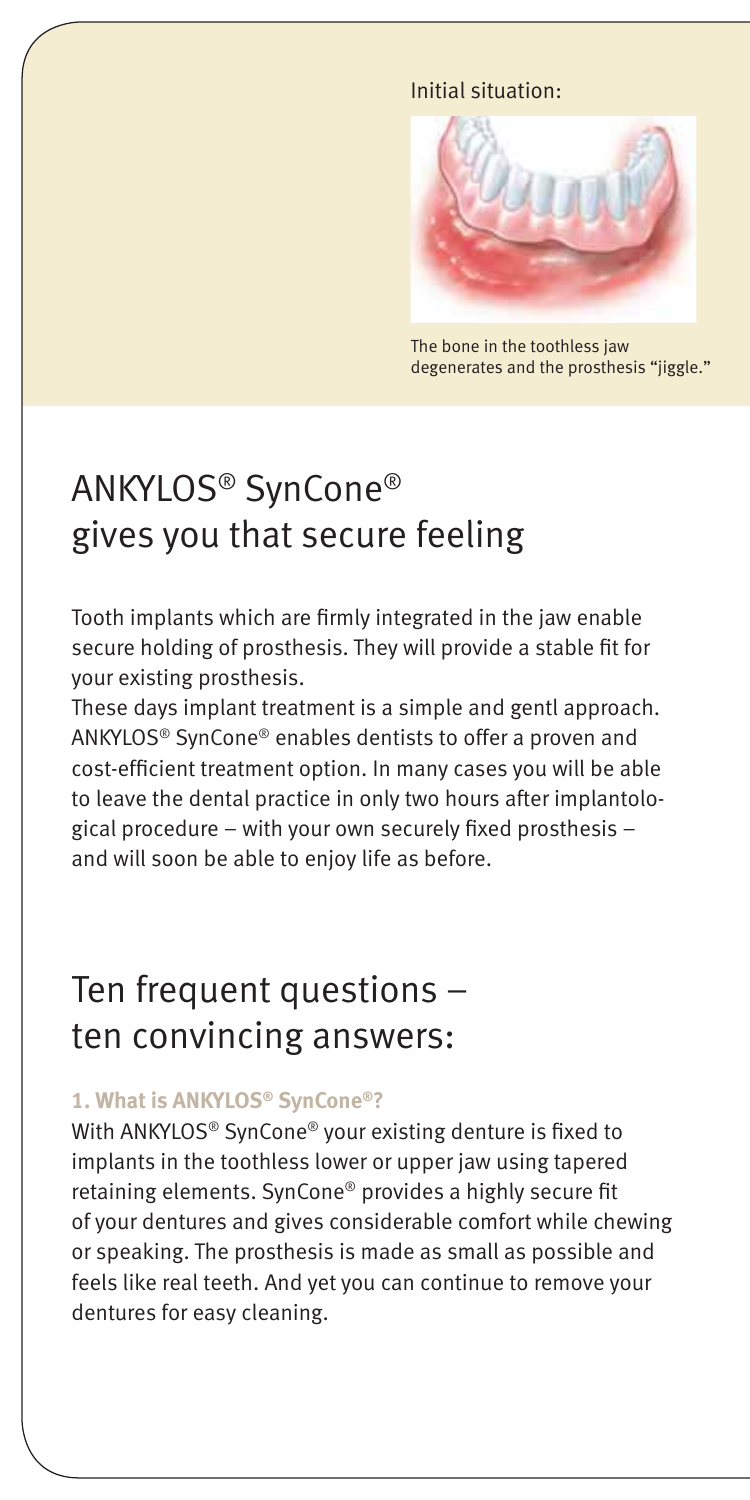Initial situation:

The bone in the toothless jaw degenerates and the prosthesis "jiggle."

# ANKYLOS® SynCone® gives you that secure feeling

Tooth implants which are firmly integrated in the jaw enable secure holding of prosthesis. They will provide a stable fit for your existing prosthesis.

These days implant treatment is a simple and gentl approach. ANKYLOS® SynCone® enables dentists to offer a proven and cost-efficient treatment option. In many cases you will be able to leave the dental practice in only two hours after implantological procedure – with your own securely fixed prosthesis – and will soon be able to enjoy life as before.

# Ten frequent questions – ten convincing answers:

### 1. What is ANKYLOS® SynCone®?

With ANKYLOS® SynCone® your existing denture is fixed to implants in the toothless lower or upper jaw using tapered retaining elements. SynCone® provides a highly secure fit of your dentures and gives considerable comfort while chewing or speaking. The prosthesis is made as small as possible and feels like real teeth. And yet you can continue to remove your dentures for easy cleaning.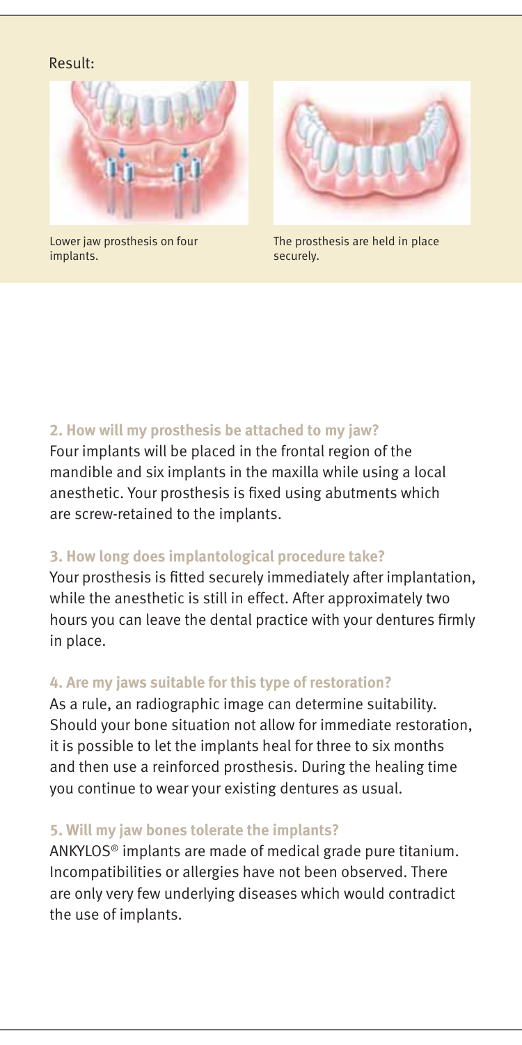Result:

Lower jaw prosthesis on four implants.

The prosthesis are held in place securely.

### 2. How will my prosthesis be attached to my jaw?

Four implants will be placed in the frontal region of the mandible and six implants in the maxilla while using a local anesthetic. Your prosthesis is fixed using abutments which are screw-retained to the implants.

### 3. How long does implantological procedure take?

Your prosthesis is fitted securely immediately after implantation, while the anesthetic is still in effect. After approximately two hours you can leave the dental practice with your dentures firmly in place.

### 4. Are my jaws suitable for this type of restoration?

As a rule, an radiographic image can determine suitability. Should your bone situation not allow for immediate restoration, it is possible to let the implants heal for three to six months and then use a reinforced prosthesis. During the healing time you continue to wear your existing dentures as usual.

### 5. Will my jaw bones tolerate the implants?

ANKYLOS® implants are made of medical grade pure titanium. Incompatibilities or allergies have not been observed. There are only very few underlying diseases which would contradict the use of implants.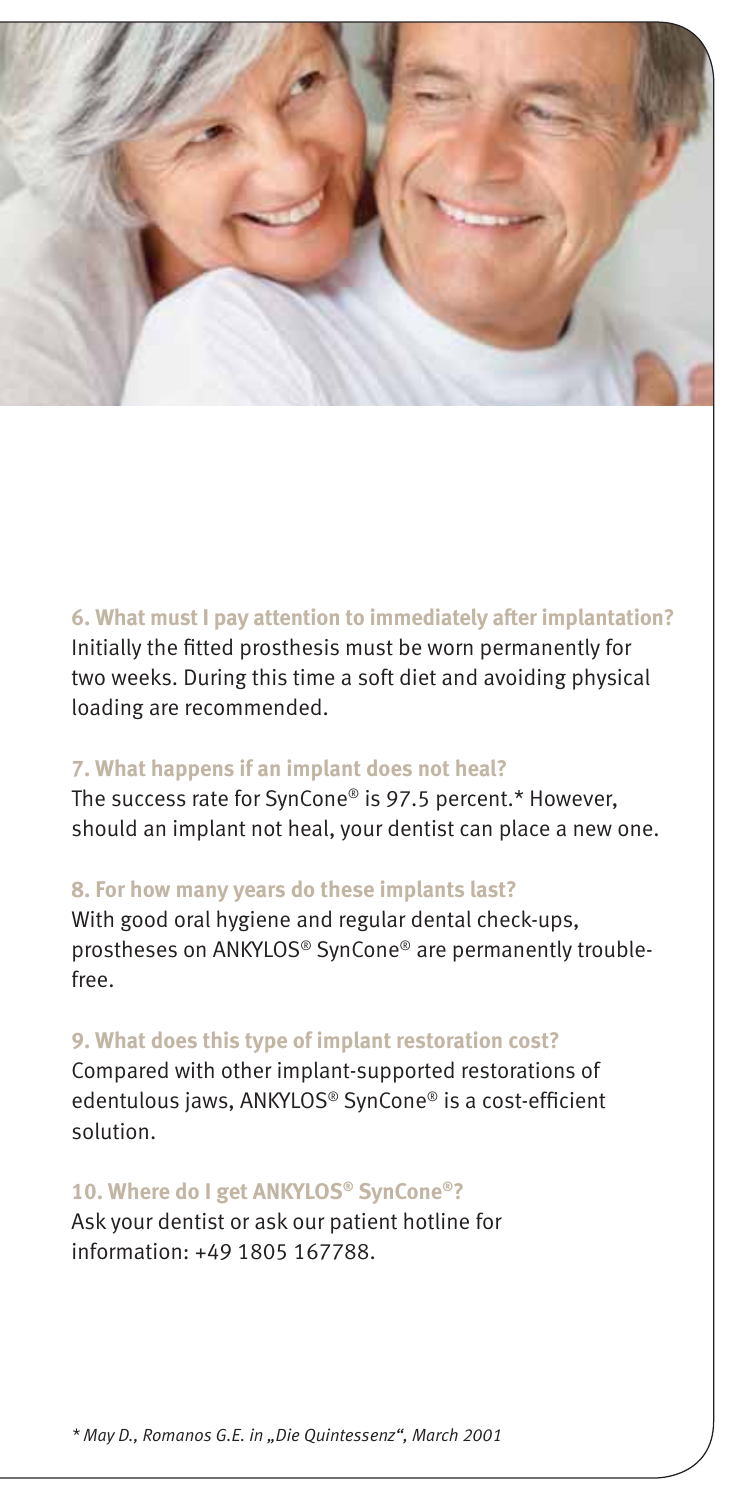**6. What must I pay attention to immediately after implantation?**
Initially the fitted prosthesis must be worn permanently for two weeks. During this time a soft diet and avoiding physical loading are recommended.

**7. What happens if an implant does not heal?**
The success rate for SynCone® is 97.5 percent.* However, should an implant not heal, your dentist can place a new one.

**8. For how many years do these implants last?**
With good oral hygiene and regular dental check-ups, prostheses on ANKYLOS® SynCone® are permanently trouble-free.

**9. What does this type of implant restoration cost?**
Compared with other implant-supported restorations of edentulous jaws, ANKYLOS® SynCone® is a cost-efficient solution.

**10. Where do I get ANKYLOS® SynCone®?**
Ask your dentist or ask our patient hotline for information: +49 1805 167788.

*\* May D., Romanos G.E. in „Die Quintessenz“, March 2001*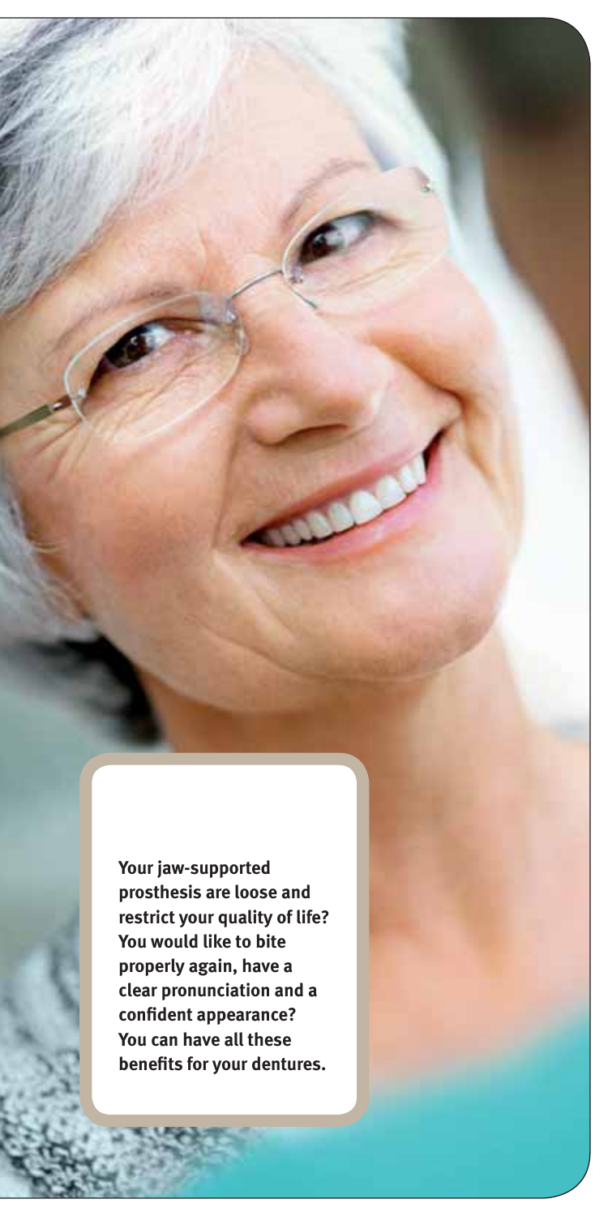**Your jaw-supported prosthesis are loose and restrict your quality of life? You would like to bite properly again, have a clear pronunciation and a confident appearance? You can have all these benefits for your dentures.**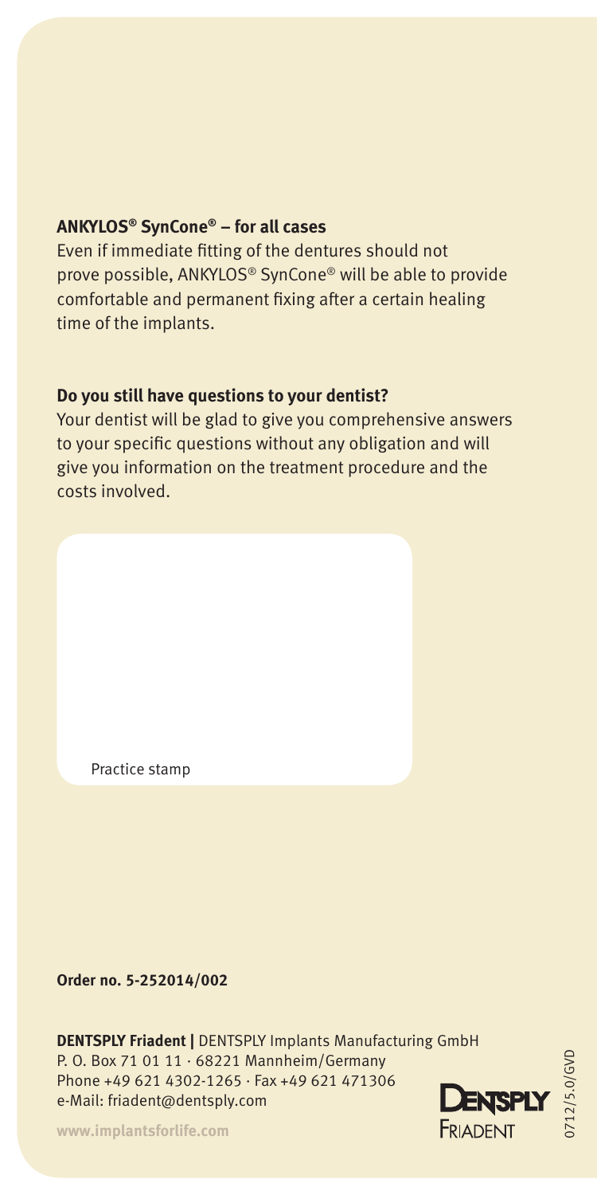**ANKYLOS® SynCone® – for all cases**

Even if immediate fitting of the dentures should not prove possible, ANKYLOS® SynCone® will be able to provide comfortable and permanent fixing after a certain healing time of the implants.

**Do you still have questions to your dentist?**

Your dentist will be glad to give you comprehensive answers to your specific questions without any obligation and will give you information on the treatment procedure and the costs involved.

Practice stamp

**Order no. 5-252014/002**

**DENTSPLY Friadent |** DENTSPLY Implants Manufacturing GmbH
P. O. Box 71 01 11 · 68221 Mannheim/Germany
Phone +49 621 4302-1265 · Fax +49 621 471306
e-Mail: friadent@dentsply.com

**www.implantsforlife.com**

DENTSPLY FRIADENT

0712/5.0/GVD